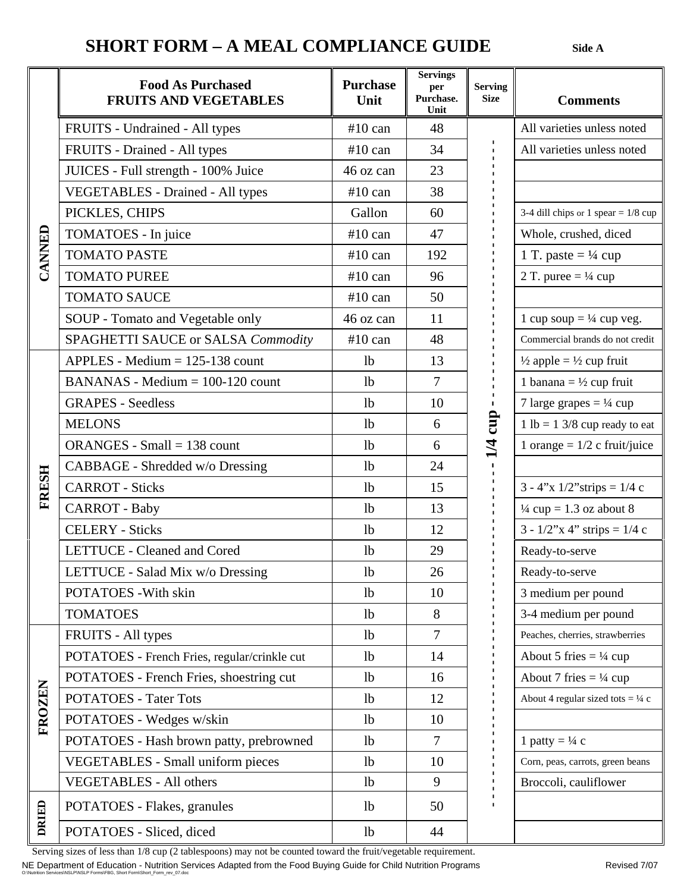# SHORT FORM – A MEAL COMPLIANCE GUIDE

Side A

| | Food As Purchased FRUITS AND VEGETABLES | Purchase Unit | Servings per Purchase. Unit | Serving Size | Comments |
|---|---|---|---|---|---|
| CANNED | FRUITS - Undrained - All types | #10 can | 48 | 1/4 cup | All varieties unless noted |
| | FRUITS - Drained - All types | #10 can | 34 | | All varieties unless noted |
| | JUICES - Full strength - 100% Juice | 46 oz can | 23 | | |
| | VEGETABLES - Drained - All types | #10 can | 38 | | |
| | PICKLES, CHIPS | Gallon | 60 | | 3-4 dill chips or 1 spear = 1/8 cup |
| | TOMATOES - In juice | #10 can | 47 | | Whole, crushed, diced |
| | TOMATO PASTE | #10 can | 192 | | 1 T. paste = ¼ cup |
| | TOMATO PUREE | #10 can | 96 | | 2 T. puree = ¼ cup |
| | TOMATO SAUCE | #10 can | 50 | | |
| | SOUP - Tomato and Vegetable only | 46 oz can | 11 | | 1 cup soup = ¼ cup veg. |
| | SPAGHETTI SAUCE or SALSA *Commodity* | #10 can | 48 | | Commercial brands do not credit |
| FRESH | APPLES - Medium = 125-138 count | lb | 13 | | ½ apple = ½ cup fruit |
| | BANANAS - Medium = 100-120 count | lb | 7 | | 1 banana = ½ cup fruit |
| | GRAPES - Seedless | lb | 10 | | 7 large grapes = ¼ cup |
| | MELONS | lb | 6 | | 1 lb = 1 3/8 cup ready to eat |
| | ORANGES - Small = 138 count | lb | 6 | | 1 orange = 1/2 c fruit/juice |
| | CABBAGE - Shredded w/o Dressing | lb | 24 | | |
| | CARROT - Sticks | lb | 15 | | 3 - 4"x 1/2"strips = 1/4 c |
| | CARROT - Baby | lb | 13 | | ¼ cup = 1.3 oz about 8 |
| | CELERY - Sticks | lb | 12 | | 3 - 1/2"x 4" strips = 1/4 c |
| | LETTUCE - Cleaned and Cored | lb | 29 | | Ready-to-serve |
| | LETTUCE - Salad Mix w/o Dressing | lb | 26 | | Ready-to-serve |
| | POTATOES -With skin | lb | 10 | | 3 medium per pound |
| | TOMATOES | lb | 8 | | 3-4 medium per pound |
| FROZEN | FRUITS - All types | lb | 7 | | Peaches, cherries, strawberries |
| | POTATOES - French Fries, regular/crinkle cut | lb | 14 | | About 5 fries = ¼ cup |
| | POTATOES - French Fries, shoestring cut | lb | 16 | | About 7 fries = ¼ cup |
| | POTATOES - Tater Tots | lb | 12 | | About 4 regular sized tots = ¼ c |
| | POTATOES - Wedges w/skin | lb | 10 | | |
| | POTATOES - Hash brown patty, prebrowned | lb | 7 | | 1 patty = ¼ c |
| | VEGETABLES - Small uniform pieces | lb | 10 | | Corn, peas, carrots, green beans |
| | VEGETABLES - All others | lb | 9 | | Broccoli, cauliflower |
| DRIED | POTATOES - Flakes, granules | lb | 50 | | |
| | POTATOES - Sliced, diced | lb | 44 | | |

Serving sizes of less than 1/8 cup (2 tablespoons) may not be counted toward the fruit/vegetable requirement.

NE Department of Education - Nutrition Services Adapted from the Food Buying Guide for Child Nutrition Programs — Revised 7/07

O:\Nutrition Services\NSLP\NSLP Forms\FBG, Short Form\Short_Form_rev_07.doc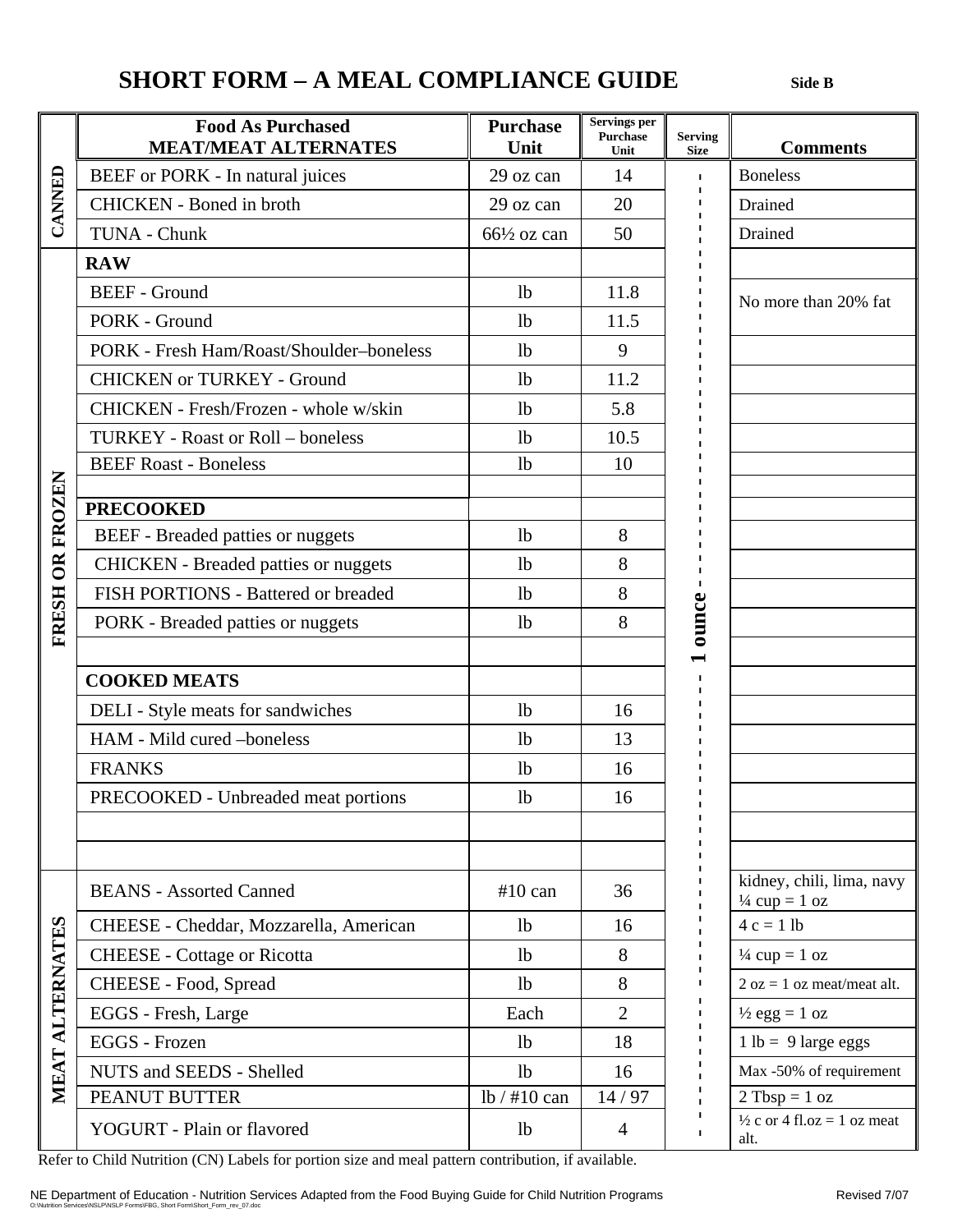# SHORT FORM – A MEAL COMPLIANCE GUIDE

**Side B**

| | Food As Purchased MEAT/MEAT ALTERNATES | Purchase Unit | Servings per Purchase Unit | Serving Size | Comments |
|---|---|---|---|---|---|
| CANNED | BEEF or PORK - In natural juices | 29 oz can | 14 | 1 ounce | Boneless |
| | CHICKEN - Boned in broth | 29 oz can | 20 | | Drained |
| | TUNA - Chunk | 66½ oz can | 50 | | Drained |
| FRESH OR FROZEN | **RAW** | | | | |
| | BEEF - Ground | lb | 11.8 | | No more than 20% fat |
| | PORK - Ground | lb | 11.5 | | |
| | PORK - Fresh Ham/Roast/Shoulder–boneless | lb | 9 | | |
| | CHICKEN or TURKEY - Ground | lb | 11.2 | | |
| | CHICKEN - Fresh/Frozen - whole w/skin | lb | 5.8 | | |
| | TURKEY - Roast or Roll – boneless | lb | 10.5 | | |
| | BEEF Roast - Boneless | lb | 10 | | |
| | | | | | |
| | **PRECOOKED** | | | | |
| | BEEF - Breaded patties or nuggets | lb | 8 | | |
| | CHICKEN - Breaded patties or nuggets | lb | 8 | | |
| | FISH PORTIONS - Battered or breaded | lb | 8 | | |
| | PORK - Breaded patties or nuggets | lb | 8 | | |
| | | | | | |
| | **COOKED MEATS** | | | | |
| | DELI - Style meats for sandwiches | lb | 16 | | |
| | HAM - Mild cured –boneless | lb | 13 | | |
| | FRANKS | lb | 16 | | |
| | PRECOOKED - Unbreaded meat portions | lb | 16 | | |
| | | | | | |
| | | | | | |
| MEAT ALTERNATES | BEANS - Assorted Canned | #10 can | 36 | | kidney, chili, lima, navy ¼ cup = 1 oz |
| | CHEESE - Cheddar, Mozzarella, American | lb | 16 | | 4 c = 1 lb |
| | CHEESE - Cottage or Ricotta | lb | 8 | | ¼ cup = 1 oz |
| | CHEESE - Food, Spread | lb | 8 | | 2 oz = 1 oz meat/meat alt. |
| | EGGS - Fresh, Large | Each | 2 | | ½ egg = 1 oz |
| | EGGS - Frozen | lb | 18 | | 1 lb = 9 large eggs |
| | NUTS and SEEDS - Shelled | lb | 16 | | Max -50% of requirement |
| | PEANUT BUTTER | lb / #10 can | 14 / 97 | | 2 Tbsp = 1 oz |
| | YOGURT - Plain or flavored | lb | 4 | | ½ c or 4 fl.oz = 1 oz meat alt. |

Refer to Child Nutrition (CN) Labels for portion size and meal pattern contribution, if available.

NE Department of Education - Nutrition Services Adapted from the Food Buying Guide for Child Nutrition Programs Revised 7/07